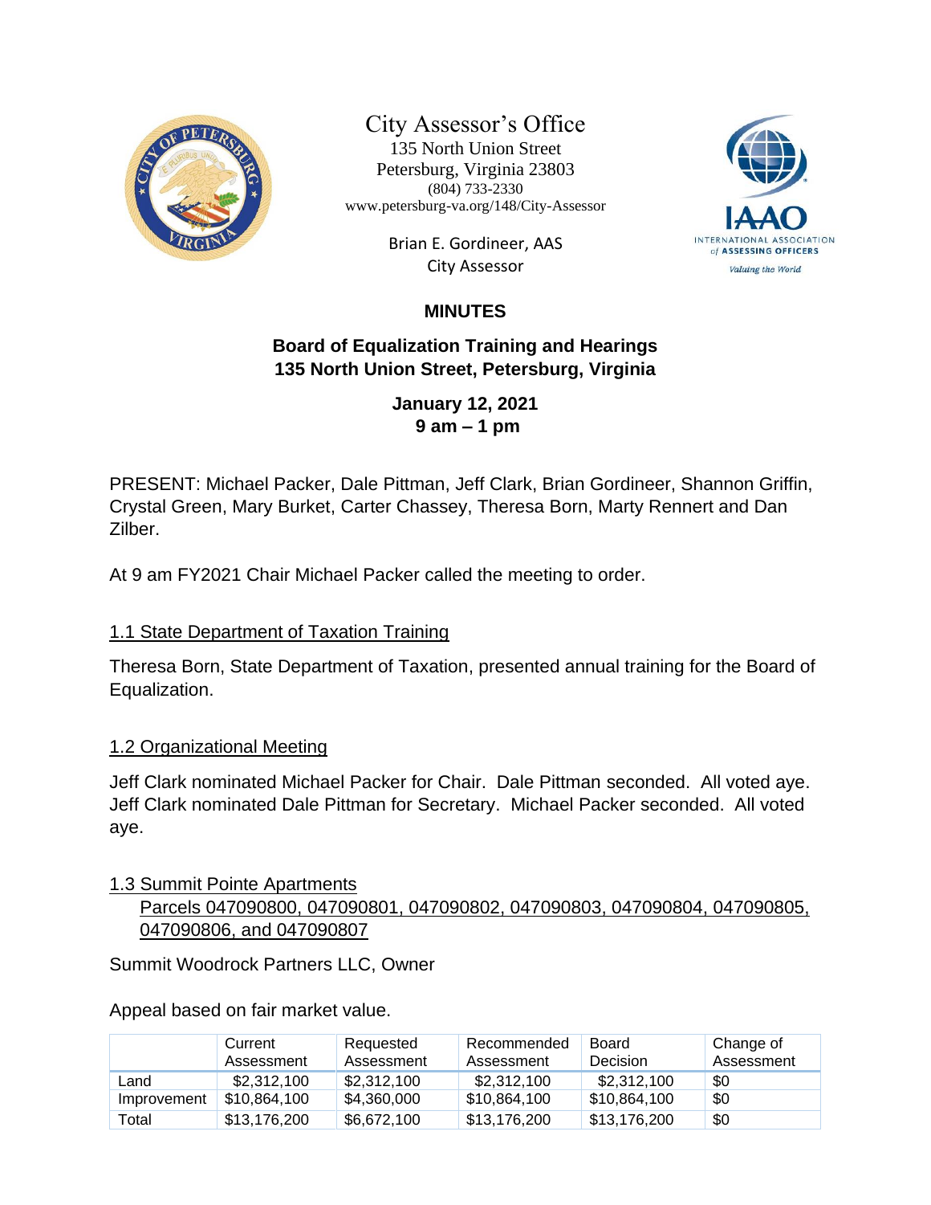City Assessor's Office
135 North Union Street
Petersburg, Virginia 23803
(804) 733-2330
www.petersburg-va.org/148/City-Assessor

Brian E. Gordineer, AAS
City Assessor

INTERNATIONAL ASSOCIATION of ASSESSING OFFICERS
Valuing the World

# MINUTES

## Board of Equalization Training and Hearings
## 135 North Union Street, Petersburg, Virginia

**January 12, 2021**
**9 am – 1 pm**

PRESENT: Michael Packer, Dale Pittman, Jeff Clark, Brian Gordineer, Shannon Griffin, Crystal Green, Mary Burket, Carter Chassey, Theresa Born, Marty Rennert and Dan Zilber.

At 9 am FY2021 Chair Michael Packer called the meeting to order.

### 1.1 State Department of Taxation Training

Theresa Born, State Department of Taxation, presented annual training for the Board of Equalization.

### 1.2 Organizational Meeting

Jeff Clark nominated Michael Packer for Chair. Dale Pittman seconded. All voted aye. Jeff Clark nominated Dale Pittman for Secretary. Michael Packer seconded. All voted aye.

### 1.3 Summit Pointe Apartments

Parcels 047090800, 047090801, 047090802, 047090803, 047090804, 047090805, 047090806, and 047090807

Summit Woodrock Partners LLC, Owner

Appeal based on fair market value.

| | Current Assessment | Requested Assessment | Recommended Assessment | Board Decision | Change of Assessment |
|---|---|---|---|---|---|
| Land | $2,312,100 | $2,312,100 | $2,312,100 | $2,312,100 | $0 |
| Improvement | $10,864,100 | $4,360,000 | $10,864,100 | $10,864,100 | $0 |
| Total | $13,176,200 | $6,672,100 | $13,176,200 | $13,176,200 | $0 |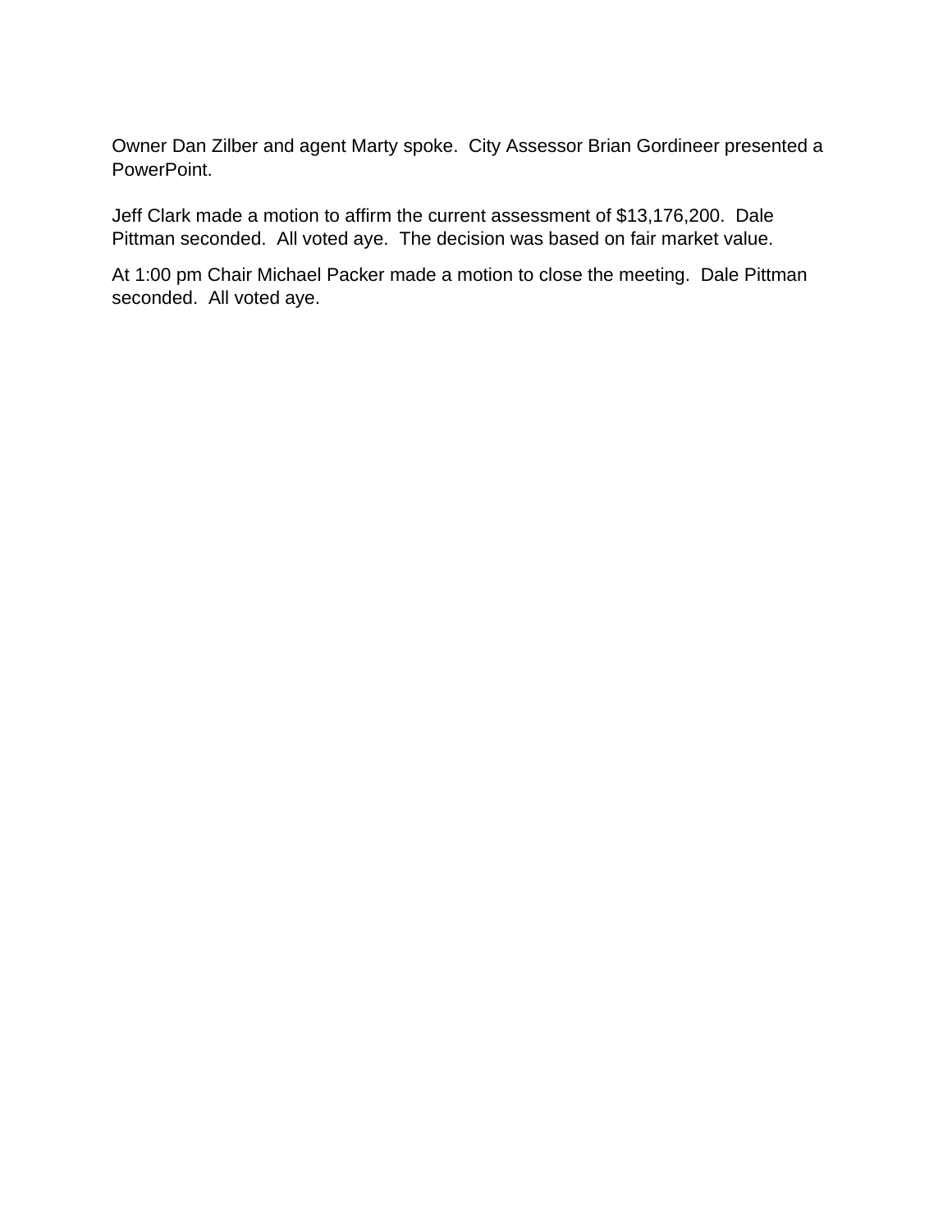Owner Dan Zilber and agent Marty spoke. City Assessor Brian Gordineer presented a PowerPoint.

Jeff Clark made a motion to affirm the current assessment of $13,176,200. Dale Pittman seconded. All voted aye. The decision was based on fair market value.

At 1:00 pm Chair Michael Packer made a motion to close the meeting. Dale Pittman seconded. All voted aye.